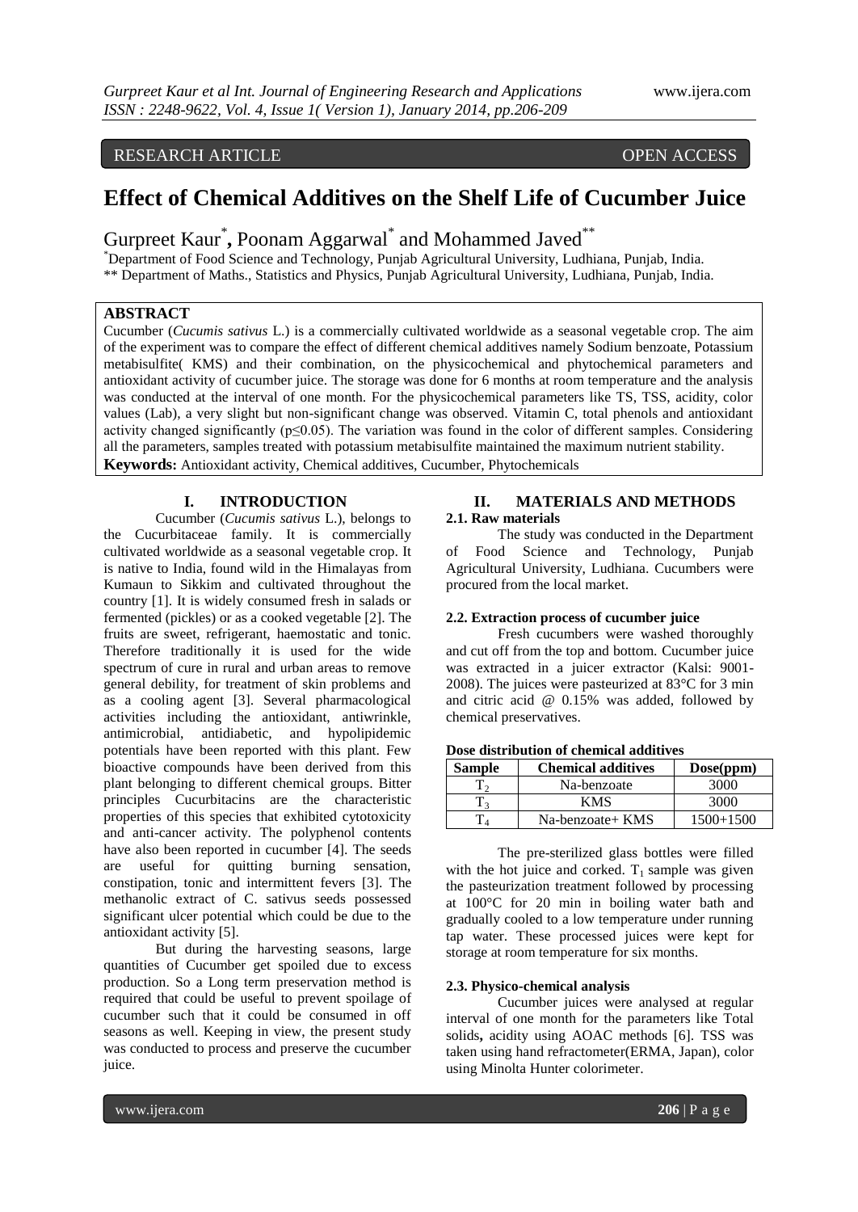RESEARCH ARTICLE OPEN ACCESS

# Effect of Chemical Additives on the Shelf Life of Cucumber Juice

Gurpreet Kaur[*], Poonam Aggarwal[*] and Mohammed Javed[**]

[*]Department of Food Science and Technology, Punjab Agricultural University, Ludhiana, Punjab, India.
[**] Department of Maths., Statistics and Physics, Punjab Agricultural University, Ludhiana, Punjab, India.

## ABSTRACT

Cucumber (*Cucumis sativus* L.) is a commercially cultivated worldwide as a seasonal vegetable crop. The aim of the experiment was to compare the effect of different chemical additives namely Sodium benzoate, Potassium metabisulfite( KMS) and their combination, on the physicochemical and phytochemical parameters and antioxidant activity of cucumber juice. The storage was done for 6 months at room temperature and the analysis was conducted at the interval of one month. For the physicochemical parameters like TS, TSS, acidity, color values (Lab), a very slight but non-significant change was observed. Vitamin C, total phenols and antioxidant activity changed significantly ($p \leq 0.05$). The variation was found in the color of different samples. Considering all the parameters, samples treated with potassium metabisulfite maintained the maximum nutrient stability.

**Keywords:** Antioxidant activity, Chemical additives, Cucumber, Phytochemicals

## I. INTRODUCTION

Cucumber (*Cucumis sativus* L.), belongs to the Cucurbitaceae family. It is commercially cultivated worldwide as a seasonal vegetable crop. It is native to India, found wild in the Himalayas from Kumaun to Sikkim and cultivated throughout the country [1]. It is widely consumed fresh in salads or fermented (pickles) or as a cooked vegetable [2]. The fruits are sweet, refrigerant, haemostatic and tonic. Therefore traditionally it is used for the wide spectrum of cure in rural and urban areas to remove general debility, for treatment of skin problems and as a cooling agent [3]. Several pharmacological activities including the antioxidant, antiwrinkle, antimicrobial, antidiabetic, and hypolipidemic potentials have been reported with this plant. Few bioactive compounds have been derived from this plant belonging to different chemical groups. Bitter principles Cucurbitacins are the characteristic properties of this species that exhibited cytotoxicity and anti-cancer activity. The polyphenol contents have also been reported in cucumber [4]. The seeds are useful for quitting burning sensation, constipation, tonic and intermittent fevers [3]. The methanolic extract of C. sativus seeds possessed significant ulcer potential which could be due to the antioxidant activity [5].

But during the harvesting seasons, large quantities of Cucumber get spoiled due to excess production. So a Long term preservation method is required that could be useful to prevent spoilage of cucumber such that it could be consumed in off seasons as well. Keeping in view, the present study was conducted to process and preserve the cucumber juice.

## II. MATERIALS AND METHODS

### 2.1. Raw materials

The study was conducted in the Department of Food Science and Technology, Punjab Agricultural University, Ludhiana. Cucumbers were procured from the local market.

### 2.2. Extraction process of cucumber juice

Fresh cucumbers were washed thoroughly and cut off from the top and bottom. Cucumber juice was extracted in a juicer extractor (Kalsi: 9001-2008). The juices were pasteurized at 83°C for 3 min and citric acid @ 0.15% was added, followed by chemical preservatives.

**Dose distribution of chemical additives**

| Sample | Chemical additives | Dose(ppm) |
|---|---|---|
| $T_2$ | Na-benzoate | 3000 |
| $T_3$ | KMS | 3000 |
| $T_4$ | Na-benzoate+ KMS | 1500+1500 |

The pre-sterilized glass bottles were filled with the hot juice and corked. $T_1$ sample was given the pasteurization treatment followed by processing at 100°C for 20 min in boiling water bath and gradually cooled to a low temperature under running tap water. These processed juices were kept for storage at room temperature for six months.

### 2.3. Physico-chemical analysis

Cucumber juices were analysed at regular interval of one month for the parameters like Total solids**,** acidity using AOAC methods [6]. TSS was taken using hand refractometer(ERMA, Japan), color using Minolta Hunter colorimeter.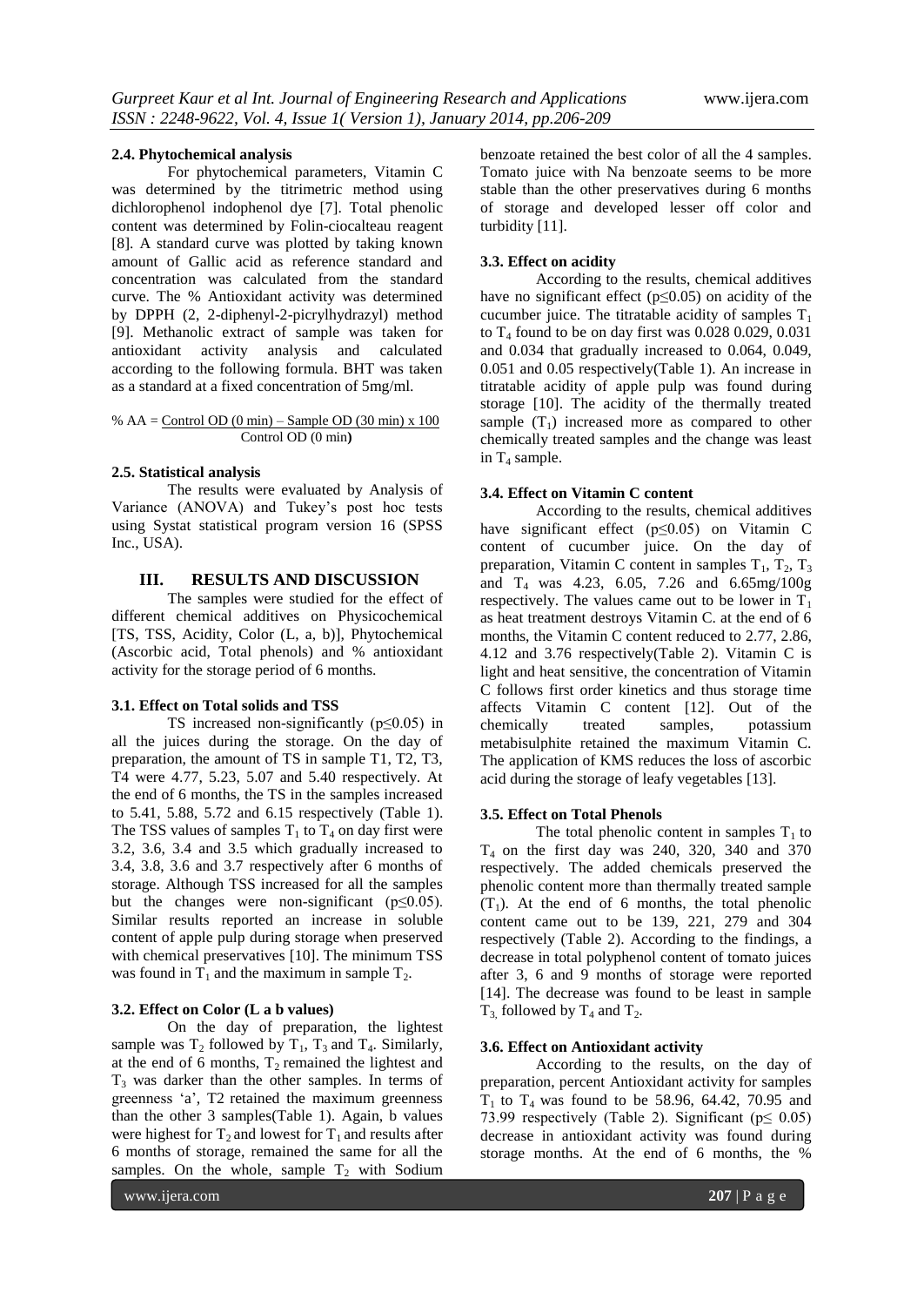#### 2.4. Phytochemical analysis

For phytochemical parameters, Vitamin C was determined by the titrimetric method using dichlorophenol indophenol dye [7]. Total phenolic content was determined by Folin-ciocalteau reagent [8]. A standard curve was plotted by taking known amount of Gallic acid as reference standard and concentration was calculated from the standard curve. The % Antioxidant activity was determined by DPPH (2, 2-diphenyl-2-picrylhydrazyl) method [9]. Methanolic extract of sample was taken for antioxidant activity analysis and calculated according to the following formula. BHT was taken as a standard at a fixed concentration of 5mg/ml.

$$\% AA = \frac{\text{Control OD (0 min)} - \text{Sample OD (30 min)} \times 100}{\text{Control OD (0 min)}}$$

#### 2.5. Statistical analysis

The results were evaluated by Analysis of Variance (ANOVA) and Tukey's post hoc tests using Systat statistical program version 16 (SPSS Inc., USA).

## III. RESULTS AND DISCUSSION

The samples were studied for the effect of different chemical additives on Physicochemical [TS, TSS, Acidity, Color (L, a, b)], Phytochemical (Ascorbic acid, Total phenols) and % antioxidant activity for the storage period of 6 months.

#### 3.1. Effect on Total solids and TSS

TS increased non-significantly ($p \leq 0.05$) in all the juices during the storage. On the day of preparation, the amount of TS in sample T1, T2, T3, T4 were 4.77, 5.23, 5.07 and 5.40 respectively. At the end of 6 months, the TS in the samples increased to 5.41, 5.88, 5.72 and 6.15 respectively (Table 1). The TSS values of samples $T_1$ to $T_4$ on day first were 3.2, 3.6, 3.4 and 3.5 which gradually increased to 3.4, 3.8, 3.6 and 3.7 respectively after 6 months of storage. Although TSS increased for all the samples but the changes were non-significant ($p \leq 0.05$). Similar results reported an increase in soluble content of apple pulp during storage when preserved with chemical preservatives [10]. The minimum TSS was found in $T_1$ and the maximum in sample $T_2$.

#### 3.2. Effect on Color (L a b values)

On the day of preparation, the lightest sample was $T_2$ followed by $T_1$, $T_3$ and $T_4$. Similarly, at the end of 6 months, $T_2$ remained the lightest and $T_3$ was darker than the other samples. In terms of greenness 'a', T2 retained the maximum greenness than the other 3 samples(Table 1). Again, b values were highest for $T_2$ and lowest for $T_1$ and results after 6 months of storage, remained the same for all the samples. On the whole, sample $T_2$ with Sodium benzoate retained the best color of all the 4 samples. Tomato juice with Na benzoate seems to be more stable than the other preservatives during 6 months of storage and developed lesser off color and turbidity [11].

#### 3.3. Effect on acidity

According to the results, chemical additives have no significant effect ($p \leq 0.05$) on acidity of the cucumber juice. The titratable acidity of samples $T_1$ to $T_4$ found to be on day first was 0.028 0.029, 0.031 and 0.034 that gradually increased to 0.064, 0.049, 0.051 and 0.05 respectively(Table 1). An increase in titratable acidity of apple pulp was found during storage [10]. The acidity of the thermally treated sample ($T_1$) increased more as compared to other chemically treated samples and the change was least in $T_4$ sample.

#### 3.4. Effect on Vitamin C content

According to the results, chemical additives have significant effect ($p \leq 0.05$) on Vitamin C content of cucumber juice. On the day of preparation, Vitamin C content in samples $T_1$, $T_2$, $T_3$ and $T_4$ was 4.23, 6.05, 7.26 and 6.65mg/100g respectively. The values came out to be lower in $T_1$ as heat treatment destroys Vitamin C. at the end of 6 months, the Vitamin C content reduced to 2.77, 2.86, 4.12 and 3.76 respectively(Table 2). Vitamin C is light and heat sensitive, the concentration of Vitamin C follows first order kinetics and thus storage time affects Vitamin C content [12]. Out of the chemically treated samples, potassium metabisulphite retained the maximum Vitamin C. The application of KMS reduces the loss of ascorbic acid during the storage of leafy vegetables [13].

#### 3.5. Effect on Total Phenols

The total phenolic content in samples $T_1$ to $T_4$ on the first day was 240, 320, 340 and 370 respectively. The added chemicals preserved the phenolic content more than thermally treated sample ($T_1$). At the end of 6 months, the total phenolic content came out to be 139, 221, 279 and 304 respectively (Table 2). According to the findings, a decrease in total polyphenol content of tomato juices after 3, 6 and 9 months of storage were reported [14]. The decrease was found to be least in sample $T_3$, followed by $T_4$ and $T_2$.

#### 3.6. Effect on Antioxidant activity

According to the results, on the day of preparation, percent Antioxidant activity for samples $T_1$ to $T_4$ was found to be 58.96, 64.42, 70.95 and 73.99 respectively (Table 2). Significant ($p \leq 0.05$) decrease in antioxidant activity was found during storage months. At the end of 6 months, the %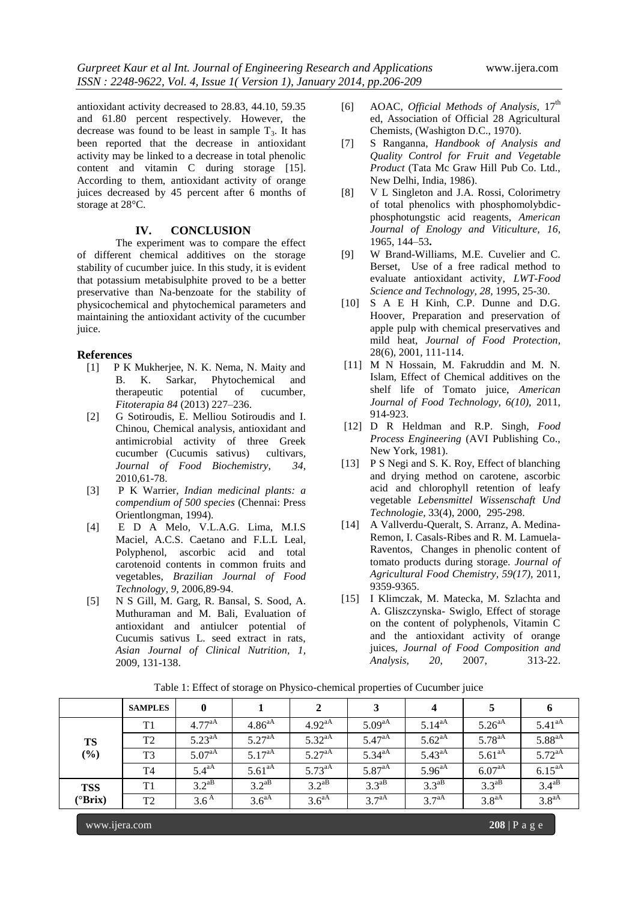antioxidant activity decreased to 28.83, 44.10, 59.35 and 61.80 percent respectively. However, the decrease was found to be least in sample $T_3$. It has been reported that the decrease in antioxidant activity may be linked to a decrease in total phenolic content and vitamin C during storage [15]. According to them, antioxidant activity of orange juices decreased by 45 percent after 6 months of storage at 28°C.

## IV. CONCLUSION

The experiment was to compare the effect of different chemical additives on the storage stability of cucumber juice. In this study, it is evident that potassium metabisulphite proved to be a better preservative than Na-benzoate for the stability of physicochemical and phytochemical parameters and maintaining the antioxidant activity of the cucumber juice.

## References

[1] P K Mukherjee, N. K. Nema, N. Maity and B. K. Sarkar, Phytochemical and therapeutic potential of cucumber, *Fitoterapia 84* (2013) 227–236.

[2] G Sotiroudis, E. Melliou Sotiroudis and I. Chinou, Chemical analysis, antioxidant and antimicrobial activity of three Greek cucumber (Cucumis sativus) cultivars, *Journal of Food Biochemistry, 34,* 2010,61-78.

[3] P K Warrier, *Indian medicinal plants: a compendium of 500 species* (Chennai: Press Orientlongman, 1994).

[4] E D A Melo, V.L.A.G. Lima, M.I.S Maciel, A.C.S. Caetano and F.L.L Leal, Polyphenol, ascorbic acid and total carotenoid contents in common fruits and vegetables, *Brazilian Journal of Food Technology, 9,* 2006,89-94.

[5] N S Gill, M. Garg, R. Bansal, S. Sood, A. Muthuraman and M. Bali, Evaluation of antioxidant and antiulcer potential of Cucumis sativus L. seed extract in rats, *Asian Journal of Clinical Nutrition, 1,* 2009, 131-138.

[6] AOAC, *Official Methods of Analysis,* 17th ed, Association of Official 28 Agricultural Chemists, (Washigton D.C., 1970).

[7] S Ranganna, *Handbook of Analysis and Quality Control for Fruit and Vegetable Product* (Tata Mc Graw Hill Pub Co. Ltd., New Delhi, India, 1986).

[8] V L Singleton and J.A. Rossi, Colorimetry of total phenolics with phosphomolybdic-phosphotungstic acid reagents, *American Journal of Enology and Viticulture, 16,* 1965, 144–53**.**

[9] W Brand-Williams, M.E. Cuvelier and C. Berset, Use of a free radical method to evaluate antioxidant activity, *LWT-Food Science and Technology, 28,* 1995, 25-30.

[10] S A E H Kinh, C.P. Dunne and D.G. Hoover, Preparation and preservation of apple pulp with chemical preservatives and mild heat, *Journal of Food Protection,* 28(6), 2001, 111-114.

[11] M N Hossain, M. Fakruddin and M. N. Islam, Effect of Chemical additives on the shelf life of Tomato juice, *American Journal of Food Technology, 6(10),* 2011, 914-923.

[12] D R Heldman and R.P. Singh, *Food Process Engineering* (AVI Publishing Co., New York, 1981).

[13] P S Negi and S. K. Roy, Effect of blanching and drying method on carotene, ascorbic acid and chlorophyll retention of leafy vegetable *Lebensmittel Wissenschaft Und Technologie,* 33(4), 2000, 295-298.

[14] A Vallverdu-Queralt, S. Arranz, A. Medina-Remon, I. Casals-Ribes and R. M. Lamuela-Raventos, Changes in phenolic content of tomato products during storage. *Journal of Agricultural Food Chemistry, 59(17),* 2011, 9359-9365.

[15] I Klimczak, M. Matecka, M. Szlachta and A. Gliszczynska- Swiglo, Effect of storage on the content of polyphenols, Vitamin C and the antioxidant activity of orange juices, *Journal of Food Composition and Analysis, 20,* 2007, 313-22.

Table 1: Effect of storage on Physico-chemical properties of Cucumber juice

| | SAMPLES | 0 | 1 | 2 | 3 | 4 | 5 | 6 |
|---|---|---|---|---|---|---|---|---|
| TS (%) | T1 | $4.77^{aA}$ | $4.86^{aA}$ | $4.92^{aA}$ | $5.09^{aA}$ | $5.14^{aA}$ | $5.26^{aA}$ | $5.41^{aA}$ |
| | T2 | $5.23^{aA}$ | $5.27^{aA}$ | $5.32^{aA}$ | $5.47^{aA}$ | $5.62^{aA}$ | $5.78^{aA}$ | $5.88^{aA}$ |
| | T3 | $5.07^{aA}$ | $5.17^{aA}$ | $5.27^{aA}$ | $5.34^{aA}$ | $5.43^{aA}$ | $5.61^{aA}$ | $5.72^{aA}$ |
| | T4 | $5.4^{aA}$ | $5.61^{aA}$ | $5.73^{aA}$ | $5.87^{aA}$ | $5.96^{aA}$ | $6.07^{aA}$ | $6.15^{aA}$ |
| TSS (°Brix) | T1 | $3.2^{aB}$ | $3.2^{aB}$ | $3.2^{aB}$ | $3.3^{aB}$ | $3.3^{aB}$ | $3.3^{aB}$ | $3.4^{aB}$ |
| | T2 | $3.6^{A}$ | $3.6^{aA}$ | $3.6^{aA}$ | $3.7^{aA}$ | $3.7^{aA}$ | $3.8^{aA}$ | $3.8^{aA}$ |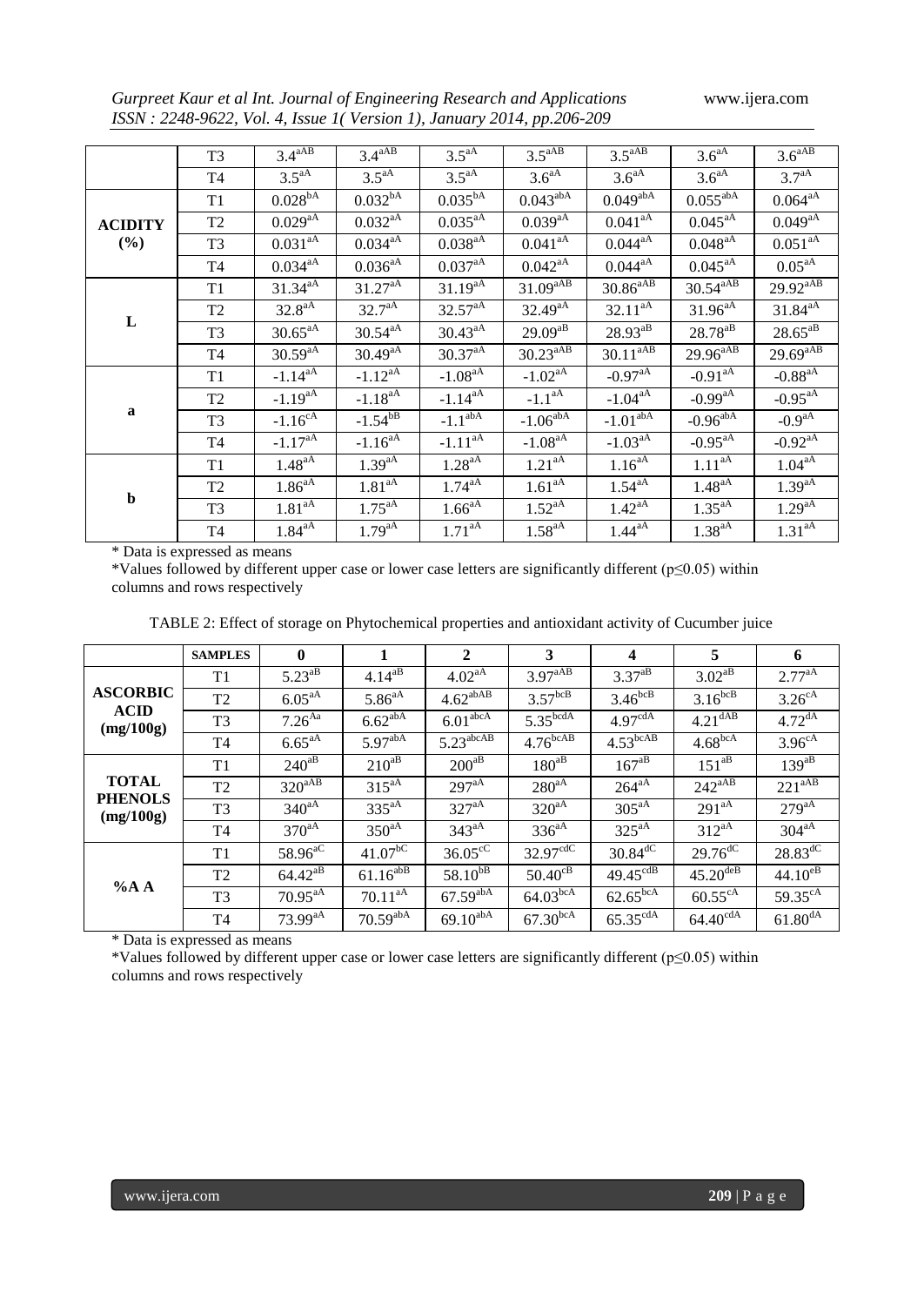| | | | | | | | | |
|---|---|---|---|---|---|---|---|---|
| | T3 | $3.4^{aAB}$ | $3.4^{aAB}$ | $3.5^{aA}$ | $3.5^{aAB}$ | $3.5^{aAB}$ | $3.6^{aA}$ | $3.6^{aAB}$ |
| | T4 | $3.5^{aA}$ | $3.5^{aA}$ | $3.5^{aA}$ | $3.6^{aA}$ | $3.6^{aA}$ | $3.6^{aA}$ | $3.7^{aA}$ |
| **ACIDITY (%)** | T1 | $0.028^{bA}$ | $0.032^{bA}$ | $0.035^{bA}$ | $0.043^{abA}$ | $0.049^{abA}$ | $0.055^{abA}$ | $0.064^{aA}$ |
| | T2 | $0.029^{aA}$ | $0.032^{aA}$ | $0.035^{aA}$ | $0.039^{aA}$ | $0.041^{aA}$ | $0.045^{aA}$ | $0.049^{aA}$ |
| | T3 | $0.031^{aA}$ | $0.034^{aA}$ | $0.038^{aA}$ | $0.041^{aA}$ | $0.044^{aA}$ | $0.048^{aA}$ | $0.051^{aA}$ |
| | T4 | $0.034^{aA}$ | $0.036^{aA}$ | $0.037^{aA}$ | $0.042^{aA}$ | $0.044^{aA}$ | $0.045^{aA}$ | $0.05^{aA}$ |
| **L** | T1 | $31.34^{aA}$ | $31.27^{aA}$ | $31.19^{aA}$ | $31.09^{aAB}$ | $30.86^{aAB}$ | $30.54^{aAB}$ | $29.92^{aAB}$ |
| | T2 | $32.8^{aA}$ | $32.7^{aA}$ | $32.57^{aA}$ | $32.49^{aA}$ | $32.11^{aA}$ | $31.96^{aA}$ | $31.84^{aA}$ |
| | T3 | $30.65^{aA}$ | $30.54^{aA}$ | $30.43^{aA}$ | $29.09^{aB}$ | $28.93^{aB}$ | $28.78^{aB}$ | $28.65^{aB}$ |
| | T4 | $30.59^{aA}$ | $30.49^{aA}$ | $30.37^{aA}$ | $30.23^{aAB}$ | $30.11^{aAB}$ | $29.96^{aAB}$ | $29.69^{aAB}$ |
| **a** | T1 | $-1.14^{aA}$ | $-1.12^{aA}$ | $-1.08^{aA}$ | $-1.02^{aA}$ | $-0.97^{aA}$ | $-0.91^{aA}$ | $-0.88^{aA}$ |
| | T2 | $-1.19^{aA}$ | $-1.18^{aA}$ | $-1.14^{aA}$ | $-1.1^{aA}$ | $-1.04^{aA}$ | $-0.99^{aA}$ | $-0.95^{aA}$ |
| | T3 | $-1.16^{cA}$ | $-1.54^{bB}$ | $-1.1^{abA}$ | $-1.06^{abA}$ | $-1.01^{abA}$ | $-0.96^{abA}$ | $-0.9^{aA}$ |
| | T4 | $-1.17^{aA}$ | $-1.16^{aA}$ | $-1.11^{aA}$ | $-1.08^{aA}$ | $-1.03^{aA}$ | $-0.95^{aA}$ | $-0.92^{aA}$ |
| **b** | T1 | $1.48^{aA}$ | $1.39^{aA}$ | $1.28^{aA}$ | $1.21^{aA}$ | $1.16^{aA}$ | $1.11^{aA}$ | $1.04^{aA}$ |
| | T2 | $1.86^{aA}$ | $1.81^{aA}$ | $1.74^{aA}$ | $1.61^{aA}$ | $1.54^{aA}$ | $1.48^{aA}$ | $1.39^{aA}$ |
| | T3 | $1.81^{aA}$ | $1.75^{aA}$ | $1.66^{aA}$ | $1.52^{aA}$ | $1.42^{aA}$ | $1.35^{aA}$ | $1.29^{aA}$ |
| | T4 | $1.84^{aA}$ | $1.79^{aA}$ | $1.71^{aA}$ | $1.58^{aA}$ | $1.44^{aA}$ | $1.38^{aA}$ | $1.31^{aA}$ |

\* Data is expressed as means

\*Values followed by different upper case or lower case letters are significantly different ($p \leq 0.05$) within columns and rows respectively

TABLE 2: Effect of storage on Phytochemical properties and antioxidant activity of Cucumber juice

| | SAMPLES | 0 | 1 | 2 | 3 | 4 | 5 | 6 |
|---|---|---|---|---|---|---|---|---|
| **ASCORBIC ACID (mg/100g)** | T1 | $5.23^{aB}$ | $4.14^{aB}$ | $4.02^{aA}$ | $3.97^{aAB}$ | $3.37^{aB}$ | $3.02^{aB}$ | $2.77^{aA}$ |
| | T2 | $6.05^{aA}$ | $5.86^{aA}$ | $4.62^{abAB}$ | $3.57^{bcB}$ | $3.46^{bcB}$ | $3.16^{bcB}$ | $3.26^{cA}$ |
| | T3 | $7.26^{Aa}$ | $6.62^{abA}$ | $6.01^{abcA}$ | $5.35^{bcdA}$ | $4.97^{cdA}$ | $4.21^{dAB}$ | $4.72^{dA}$ |
| | T4 | $6.65^{aA}$ | $5.97^{abA}$ | $5.23^{abcAB}$ | $4.76^{bcAB}$ | $4.53^{bcAB}$ | $4.68^{bcA}$ | $3.96^{cA}$ |
| **TOTAL PHENOLS (mg/100g)** | T1 | $240^{aB}$ | $210^{aB}$ | $200^{aB}$ | $180^{aB}$ | $167^{aB}$ | $151^{aB}$ | $139^{aB}$ |
| | T2 | $320^{aAB}$ | $315^{aA}$ | $297^{aA}$ | $280^{aA}$ | $264^{aA}$ | $242^{aAB}$ | $221^{aAB}$ |
| | T3 | $340^{aA}$ | $335^{aA}$ | $327^{aA}$ | $320^{aA}$ | $305^{aA}$ | $291^{aA}$ | $279^{aA}$ |
| | T4 | $370^{aA}$ | $350^{aA}$ | $343^{aA}$ | $336^{aA}$ | $325^{aA}$ | $312^{aA}$ | $304^{aA}$ |
| **%A A** | T1 | $58.96^{aC}$ | $41.07^{bC}$ | $36.05^{cC}$ | $32.97^{cdC}$ | $30.84^{dC}$ | $29.76^{dC}$ | $28.83^{dC}$ |
| | T2 | $64.42^{aB}$ | $61.16^{abB}$ | $58.10^{bB}$ | $50.40^{cB}$ | $49.45^{cdB}$ | $45.20^{deB}$ | $44.10^{eB}$ |
| | T3 | $70.95^{aA}$ | $70.11^{aA}$ | $67.59^{abA}$ | $64.03^{bcA}$ | $62.65^{bcA}$ | $60.55^{cA}$ | $59.35^{cA}$ |
| | T4 | $73.99^{aA}$ | $70.59^{abA}$ | $69.10^{abA}$ | $67.30^{bcA}$ | $65.35^{cdA}$ | $64.40^{cdA}$ | $61.80^{dA}$ |

\* Data is expressed as means

\*Values followed by different upper case or lower case letters are significantly different ($p \leq 0.05$) within columns and rows respectively